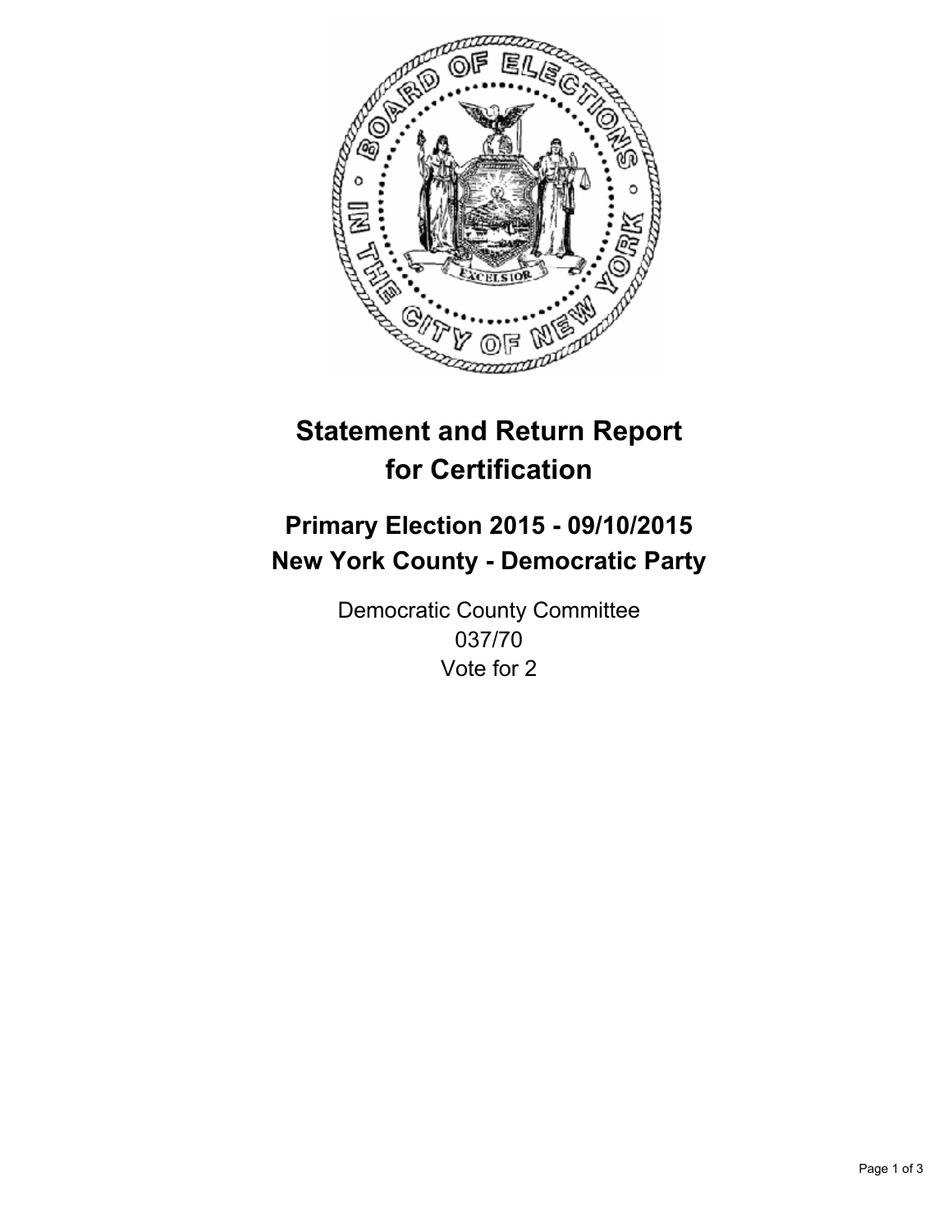# Statement and Return Report for Certification

## Primary Election 2015 - 09/10/2015
## New York County - Democratic Party

Democratic County Committee
037/70
Vote for 2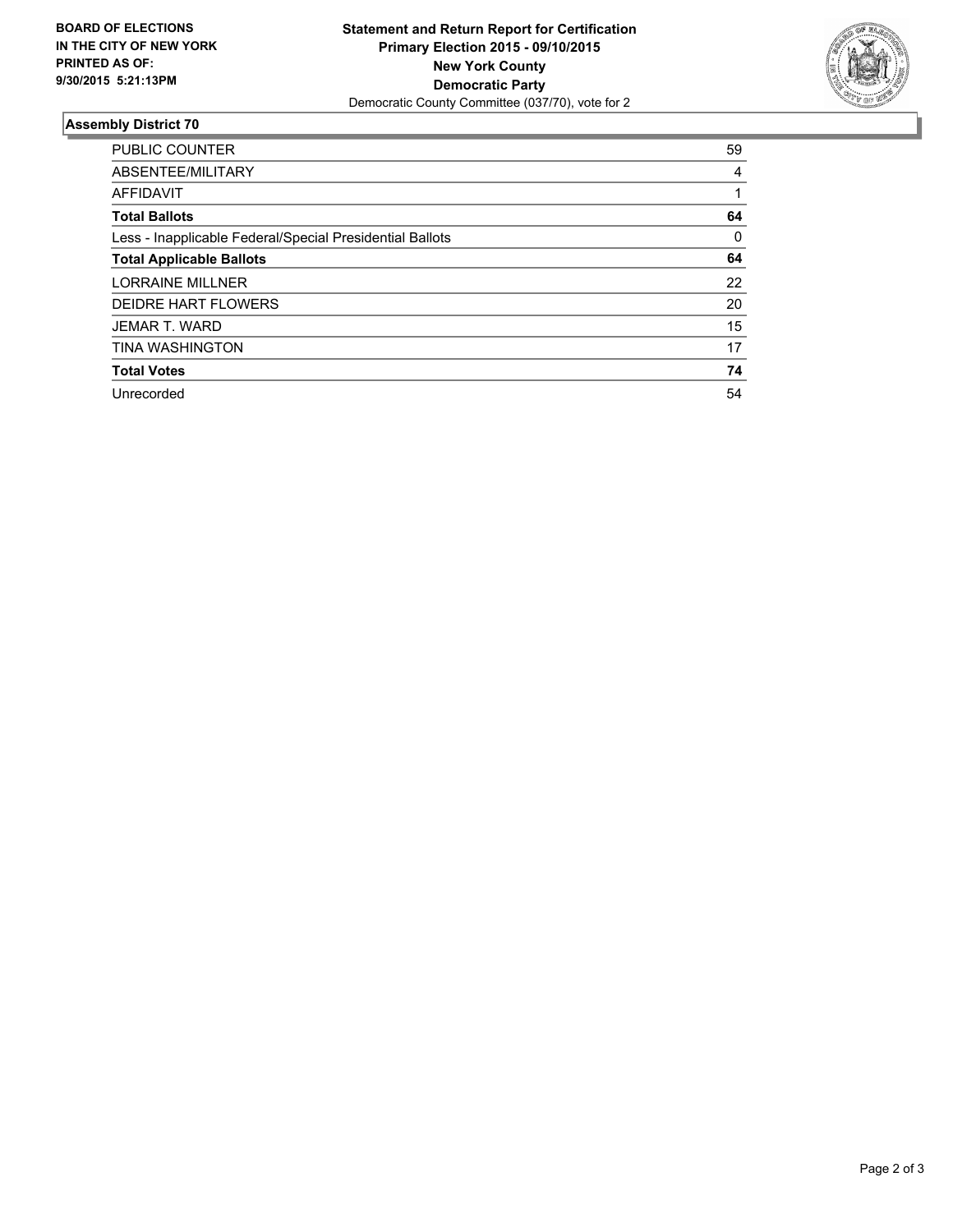**BOARD OF ELECTIONS IN THE CITY OF NEW YORK PRINTED AS OF: 9/30/2015 5:21:13PM**

**Statement and Return Report for Certification**
**Primary Election 2015 - 09/10/2015**
**New York County**
**Democratic Party**
Democratic County Committee (037/70), vote for 2

## Assembly District 70

| | |
|---|---|
| PUBLIC COUNTER | 59 |
| ABSENTEE/MILITARY | 4 |
| AFFIDAVIT | 1 |
| **Total Ballots** | **64** |
| Less - Inapplicable Federal/Special Presidential Ballots | 0 |
| **Total Applicable Ballots** | **64** |
| LORRAINE MILLNER | 22 |
| DEIDRE HART FLOWERS | 20 |
| JEMAR T. WARD | 15 |
| TINA WASHINGTON | 17 |
| **Total Votes** | **74** |
| Unrecorded | 54 |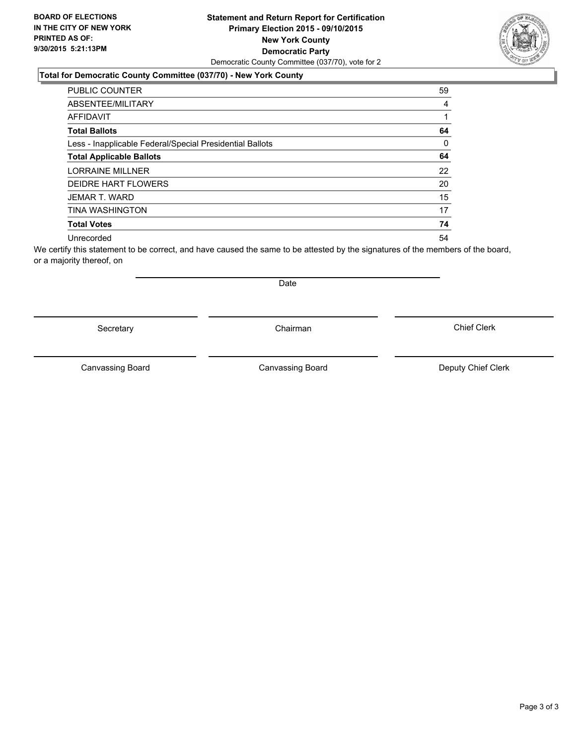**BOARD OF ELECTIONS**
**IN THE CITY OF NEW YORK**
**PRINTED AS OF:**
**9/30/2015 5:21:13PM**

**Statement and Return Report for Certification**
**Primary Election 2015 - 09/10/2015**
**New York County**
**Democratic Party**
Democratic County Committee (037/70), vote for 2

### Total for Democratic County Committee (037/70) - New York County

| | |
|---|---|
| PUBLIC COUNTER | 59 |
| ABSENTEE/MILITARY | 4 |
| AFFIDAVIT | 1 |
| **Total Ballots** | **64** |
| Less - Inapplicable Federal/Special Presidential Ballots | 0 |
| **Total Applicable Ballots** | **64** |
| LORRAINE MILLNER | 22 |
| DEIDRE HART FLOWERS | 20 |
| JEMAR T. WARD | 15 |
| TINA WASHINGTON | 17 |
| **Total Votes** | **74** |
| Unrecorded | 54 |

We certify this statement to be correct, and have caused the same to be attested by the signatures of the members of the board, or a majority thereof, on

Date

Secretary

Chairman

Chief Clerk

Canvassing Board

Canvassing Board

Deputy Chief Clerk